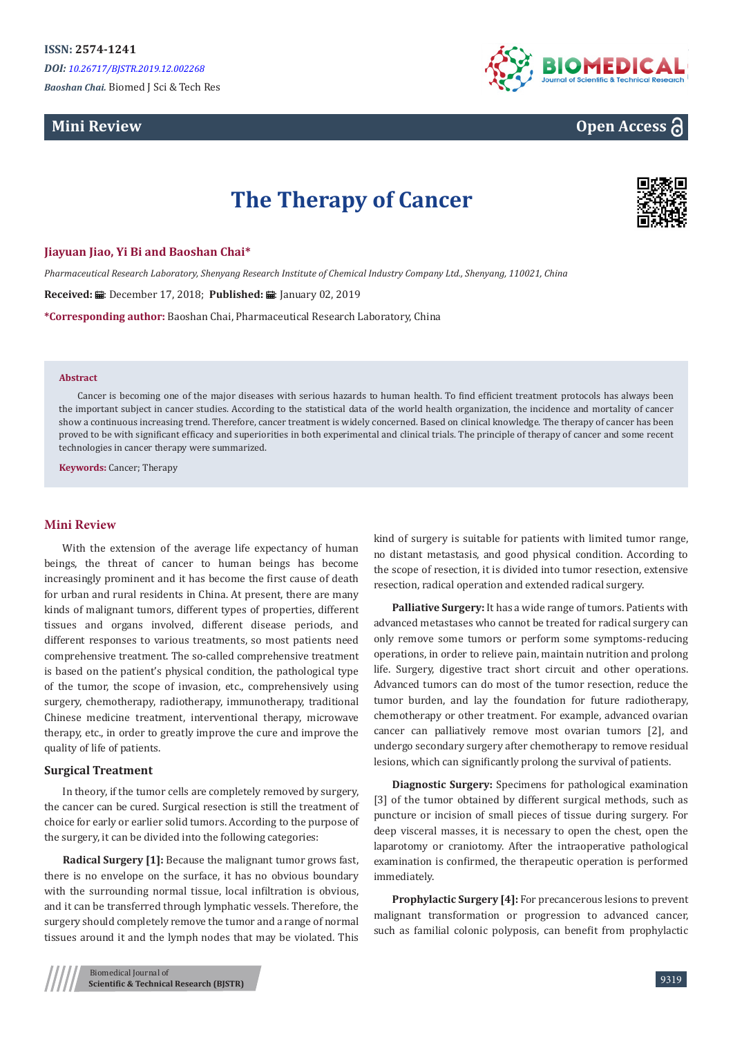**ISSN: 2574-1241**

*DOI: 10.26717/BJSTR.2019.12.002268*

*Baoshan Chai.* Biomed J Sci & Tech Res

**Mini Review** **Open Access**

# The Therapy of Cancer

**Jiayuan Jiao, Yi Bi and Baoshan Chai***

*Pharmaceutical Research Laboratory, Shenyang Research Institute of Chemical Industry Company Ltd., Shenyang, 110021, China*

**Received:** December 17, 2018; **Published:** January 02, 2019

***Corresponding author:** Baoshan Chai, Pharmaceutical Research Laboratory, China

**Abstract**

Cancer is becoming one of the major diseases with serious hazards to human health. To find efficient treatment protocols has always been the important subject in cancer studies. According to the statistical data of the world health organization, the incidence and mortality of cancer show a continuous increasing trend. Therefore, cancer treatment is widely concerned. Based on clinical knowledge. The therapy of cancer has been proved to be with significant efficacy and superiorities in both experimental and clinical trials. The principle of therapy of cancer and some recent technologies in cancer therapy were summarized.

**Keywords:** Cancer; Therapy

## Mini Review

With the extension of the average life expectancy of human beings, the threat of cancer to human beings has become increasingly prominent and it has become the first cause of death for urban and rural residents in China. At present, there are many kinds of malignant tumors, different types of properties, different tissues and organs involved, different disease periods, and different responses to various treatments, so most patients need comprehensive treatment. The so-called comprehensive treatment is based on the patient's physical condition, the pathological type of the tumor, the scope of invasion, etc., comprehensively using surgery, chemotherapy, radiotherapy, immunotherapy, traditional Chinese medicine treatment, interventional therapy, microwave therapy, etc., in order to greatly improve the cure and improve the quality of life of patients.

### Surgical Treatment

In theory, if the tumor cells are completely removed by surgery, the cancer can be cured. Surgical resection is still the treatment of choice for early or earlier solid tumors. According to the purpose of the surgery, it can be divided into the following categories:

**Radical Surgery [1]:** Because the malignant tumor grows fast, there is no envelope on the surface, it has no obvious boundary with the surrounding normal tissue, local infiltration is obvious, and it can be transferred through lymphatic vessels. Therefore, the surgery should completely remove the tumor and a range of normal tissues around it and the lymph nodes that may be violated. This kind of surgery is suitable for patients with limited tumor range, no distant metastasis, and good physical condition. According to the scope of resection, it is divided into tumor resection, extensive resection, radical operation and extended radical surgery.

**Palliative Surgery:** It has a wide range of tumors. Patients with advanced metastases who cannot be treated for radical surgery can only remove some tumors or perform some symptoms-reducing operations, in order to relieve pain, maintain nutrition and prolong life. Surgery, digestive tract short circuit and other operations. Advanced tumors can do most of the tumor resection, reduce the tumor burden, and lay the foundation for future radiotherapy, chemotherapy or other treatment. For example, advanced ovarian cancer can palliatively remove most ovarian tumors [2], and undergo secondary surgery after chemotherapy to remove residual lesions, which can significantly prolong the survival of patients.

**Diagnostic Surgery:** Specimens for pathological examination [3] of the tumor obtained by different surgical methods, such as puncture or incision of small pieces of tissue during surgery. For deep visceral masses, it is necessary to open the chest, open the laparotomy or craniotomy. After the intraoperative pathological examination is confirmed, the therapeutic operation is performed immediately.

**Prophylactic Surgery [4]:** For precancerous lesions to prevent malignant transformation or progression to advanced cancer, such as familial colonic polyposis, can benefit from prophylactic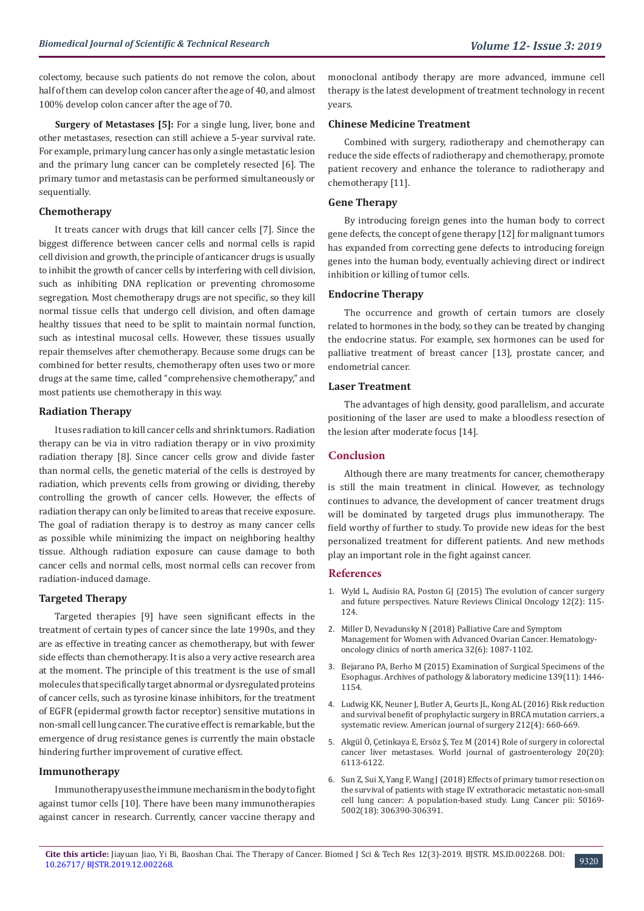colectomy, because such patients do not remove the colon, about half of them can develop colon cancer after the age of 40, and almost 100% develop colon cancer after the age of 70.

**Surgery of Metastases [5]:** For a single lung, liver, bone and other metastases, resection can still achieve a 5-year survival rate. For example, primary lung cancer has only a single metastatic lesion and the primary lung cancer can be completely resected [6]. The primary tumor and metastasis can be performed simultaneously or sequentially.

### Chemotherapy

It treats cancer with drugs that kill cancer cells [7]. Since the biggest difference between cancer cells and normal cells is rapid cell division and growth, the principle of anticancer drugs is usually to inhibit the growth of cancer cells by interfering with cell division, such as inhibiting DNA replication or preventing chromosome segregation. Most chemotherapy drugs are not specific, so they kill normal tissue cells that undergo cell division, and often damage healthy tissues that need to be split to maintain normal function, such as intestinal mucosal cells. However, these tissues usually repair themselves after chemotherapy. Because some drugs can be combined for better results, chemotherapy often uses two or more drugs at the same time, called "comprehensive chemotherapy," and most patients use chemotherapy in this way.

### Radiation Therapy

It uses radiation to kill cancer cells and shrink tumors. Radiation therapy can be via in vitro radiation therapy or in vivo proximity radiation therapy [8]. Since cancer cells grow and divide faster than normal cells, the genetic material of the cells is destroyed by radiation, which prevents cells from growing or dividing, thereby controlling the growth of cancer cells. However, the effects of radiation therapy can only be limited to areas that receive exposure. The goal of radiation therapy is to destroy as many cancer cells as possible while minimizing the impact on neighboring healthy tissue. Although radiation exposure can cause damage to both cancer cells and normal cells, most normal cells can recover from radiation-induced damage.

### Targeted Therapy

Targeted therapies [9] have seen significant effects in the treatment of certain types of cancer since the late 1990s, and they are as effective in treating cancer as chemotherapy, but with fewer side effects than chemotherapy. It is also a very active research area at the moment. The principle of this treatment is the use of small molecules that specifically target abnormal or dysregulated proteins of cancer cells, such as tyrosine kinase inhibitors, for the treatment of EGFR (epidermal growth factor receptor) sensitive mutations in non-small cell lung cancer. The curative effect is remarkable, but the emergence of drug resistance genes is currently the main obstacle hindering further improvement of curative effect.

### Immunotherapy

Immunotherapy uses the immune mechanism in the body to fight against tumor cells [10]. There have been many immunotherapies against cancer in research. Currently, cancer vaccine therapy and monoclonal antibody therapy are more advanced, immune cell therapy is the latest development of treatment technology in recent years.

### Chinese Medicine Treatment

Combined with surgery, radiotherapy and chemotherapy can reduce the side effects of radiotherapy and chemotherapy, promote patient recovery and enhance the tolerance to radiotherapy and chemotherapy [11].

### Gene Therapy

By introducing foreign genes into the human body to correct gene defects, the concept of gene therapy [12] for malignant tumors has expanded from correcting gene defects to introducing foreign genes into the human body, eventually achieving direct or indirect inhibition or killing of tumor cells.

### Endocrine Therapy

The occurrence and growth of certain tumors are closely related to hormones in the body, so they can be treated by changing the endocrine status. For example, sex hormones can be used for palliative treatment of breast cancer [13], prostate cancer, and endometrial cancer.

### Laser Treatment

The advantages of high density, good parallelism, and accurate positioning of the laser are used to make a bloodless resection of the lesion after moderate focus [14].

## Conclusion

Although there are many treatments for cancer, chemotherapy is still the main treatment in clinical. However, as technology continues to advance, the development of cancer treatment drugs will be dominated by targeted drugs plus immunotherapy. The field worthy of further to study. To provide new ideas for the best personalized treatment for different patients. And new methods play an important role in the fight against cancer.

## References

1. Wyld L, Audisio RA, Poston GJ (2015) The evolution of cancer surgery and future perspectives. Nature Reviews Clinical Oncology 12(2): 115-124.
2. Miller D, Nevadunsky N (2018) Palliative Care and Symptom Management for Women with Advanced Ovarian Cancer. Hematology-oncology clinics of north america 32(6): 1087-1102.
3. Bejarano PA, Berho M (2015) Examination of Surgical Specimens of the Esophagus. Archives of pathology & laboratory medicine 139(11): 1446-1154.
4. Ludwig KK, Neuner J, Butler A, Geurts JL, Kong AL (2016) Risk reduction and survival benefit of prophylactic surgery in BRCA mutation carriers, a systematic review. American journal of surgery 212(4): 660-669.
5. Akgül Ö, Çetinkaya E, Ersöz Ş, Tez M (2014) Role of surgery in colorectal cancer liver metastases. World journal of gastroenterology 20(20): 6113-6122.
6. Sun Z, Sui X, Yang F, Wang J (2018) Effects of primary tumor resection on the survival of patients with stage IV extrathoracic metastatic non-small cell lung cancer: A population-based study. Lung Cancer pii: S0169-5002(18): 306390-306391.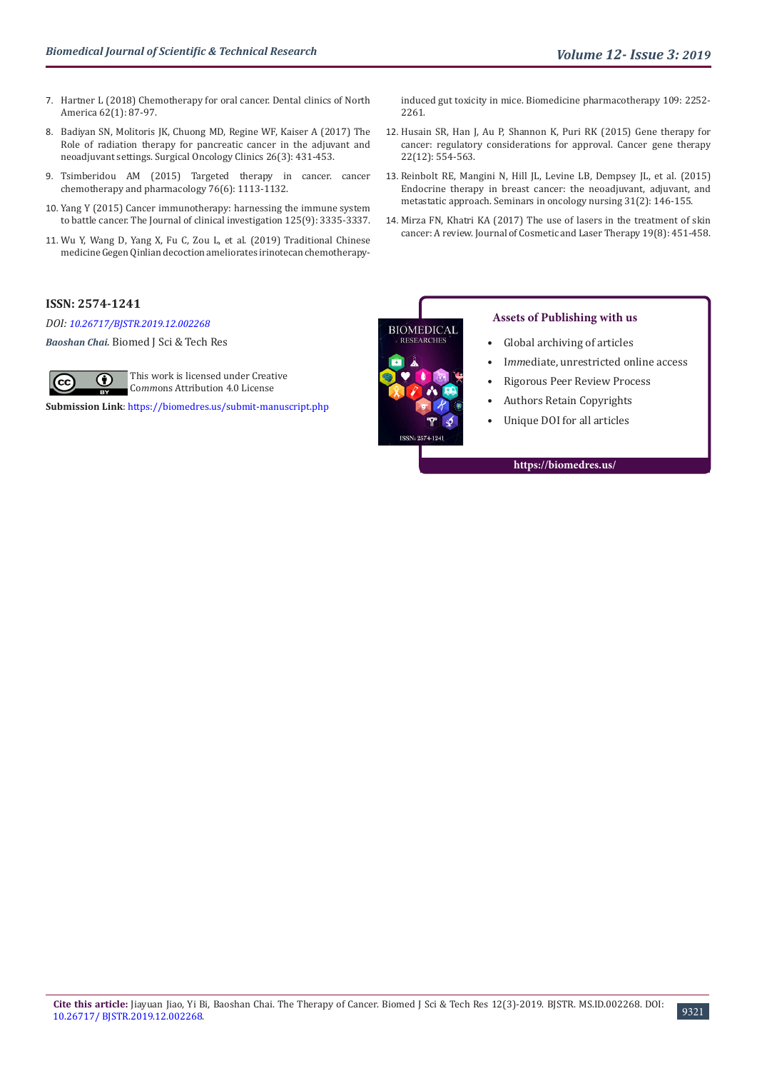7. Hartner L (2018) Chemotherapy for oral cancer. Dental clinics of North America 62(1): 87-97.
8. Badiyan SN, Molitoris JK, Chuong MD, Regine WF, Kaiser A (2017) The Role of radiation therapy for pancreatic cancer in the adjuvant and neoadjuvant settings. Surgical Oncology Clinics 26(3): 431-453.
9. Tsimberidou AM (2015) Targeted therapy in cancer. cancer chemotherapy and pharmacology 76(6): 1113-1132.
10. Yang Y (2015) Cancer immunotherapy: harnessing the immune system to battle cancer. The Journal of clinical investigation 125(9): 3335-3337.
11. Wu Y, Wang D, Yang X, Fu C, Zou L, et al. (2019) Traditional Chinese medicine Gegen Qinlian decoction ameliorates irinotecan chemotherapy-induced gut toxicity in mice. Biomedicine pharmacotherapy 109: 2252-2261.
12. Husain SR, Han J, Au P, Shannon K, Puri RK (2015) Gene therapy for cancer: regulatory considerations for approval. Cancer gene therapy 22(12): 554-563.
13. Reinbolt RE, Mangini N, Hill JL, Levine LB, Dempsey JL, et al. (2015) Endocrine therapy in breast cancer: the neoadjuvant, adjuvant, and metastatic approach. Seminars in oncology nursing 31(2): 146-155.
14. Mirza FN, Khatri KA (2017) The use of lasers in the treatment of skin cancer: A review. Journal of Cosmetic and Laser Therapy 19(8): 451-458.

**ISSN: 2574-1241**

*DOI: 10.26717/BJSTR.2019.12.002268*

***Baoshan Chai.*** Biomed J Sci & Tech Res

This work is licensed under Creative Commons Attribution 4.0 License

**Submission Link**: https://biomedres.us/submit-manuscript.php

**Assets of Publishing with us**

- Global archiving of articles
- Immediate, unrestricted online access
- Rigorous Peer Review Process
- Authors Retain Copyrights
- Unique DOI for all articles

**https://biomedres.us/**

**Cite this article:** Jiayuan Jiao, Yi Bi, Baoshan Chai. The Therapy of Cancer. Biomed J Sci & Tech Res 12(3)-2019. BJSTR. MS.ID.002268. DOI: 10.26717/ BJSTR.2019.12.002268.